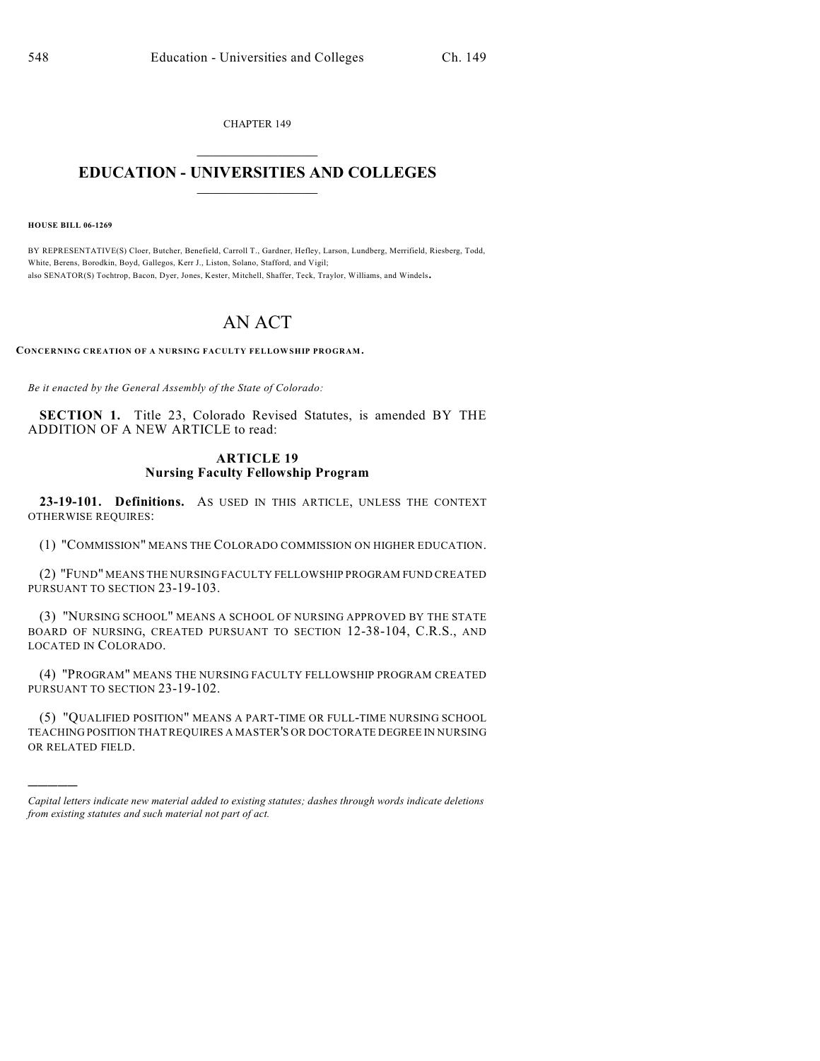CHAPTER 149

# EDUCATION - UNIVERSITIES AND COLLEGES

**HOUSE BILL 06-1269**

BY REPRESENTATIVE(S) Cloer, Butcher, Benefield, Carroll T., Gardner, Hefley, Larson, Lundberg, Merrifield, Riesberg, Todd, White, Berens, Borodkin, Boyd, Gallegos, Kerr J., Liston, Solano, Stafford, and Vigil;
also SENATOR(S) Tochtrop, Bacon, Dyer, Jones, Kester, Mitchell, Shaffer, Teck, Traylor, Williams, and Windels.

# AN ACT

**CONCERNING CREATION OF A NURSING FACULTY FELLOWSHIP PROGRAM.**

*Be it enacted by the General Assembly of the State of Colorado:*

**SECTION 1.** Title 23, Colorado Revised Statutes, is amended BY THE ADDITION OF A NEW ARTICLE to read:

## ARTICLE 19
## Nursing Faculty Fellowship Program

**23-19-101. Definitions.** AS USED IN THIS ARTICLE, UNLESS THE CONTEXT OTHERWISE REQUIRES:

(1) "COMMISSION" MEANS THE COLORADO COMMISSION ON HIGHER EDUCATION.

(2) "FUND" MEANS THE NURSING FACULTY FELLOWSHIP PROGRAM FUND CREATED PURSUANT TO SECTION 23-19-103.

(3) "NURSING SCHOOL" MEANS A SCHOOL OF NURSING APPROVED BY THE STATE BOARD OF NURSING, CREATED PURSUANT TO SECTION 12-38-104, C.R.S., AND LOCATED IN COLORADO.

(4) "PROGRAM" MEANS THE NURSING FACULTY FELLOWSHIP PROGRAM CREATED PURSUANT TO SECTION 23-19-102.

(5) "QUALIFIED POSITION" MEANS A PART-TIME OR FULL-TIME NURSING SCHOOL TEACHING POSITION THAT REQUIRES A MASTER'S OR DOCTORATE DEGREE IN NURSING OR RELATED FIELD.

---

*Capital letters indicate new material added to existing statutes; dashes through words indicate deletions from existing statutes and such material not part of act.*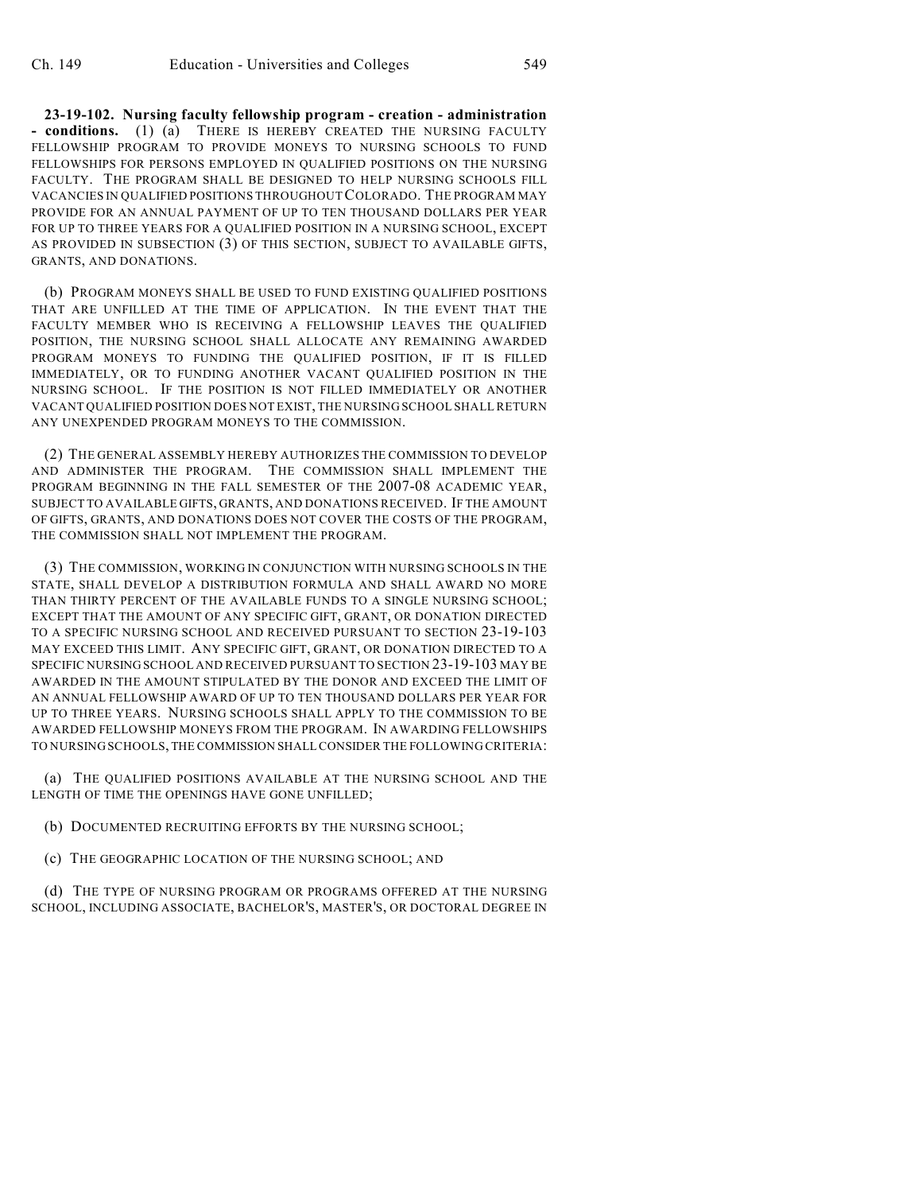**23-19-102. Nursing faculty fellowship program - creation - administration - conditions.** (1) (a) THERE IS HEREBY CREATED THE NURSING FACULTY FELLOWSHIP PROGRAM TO PROVIDE MONEYS TO NURSING SCHOOLS TO FUND FELLOWSHIPS FOR PERSONS EMPLOYED IN QUALIFIED POSITIONS ON THE NURSING FACULTY. THE PROGRAM SHALL BE DESIGNED TO HELP NURSING SCHOOLS FILL VACANCIES IN QUALIFIED POSITIONS THROUGHOUT COLORADO. THE PROGRAM MAY PROVIDE FOR AN ANNUAL PAYMENT OF UP TO TEN THOUSAND DOLLARS PER YEAR FOR UP TO THREE YEARS FOR A QUALIFIED POSITION IN A NURSING SCHOOL, EXCEPT AS PROVIDED IN SUBSECTION (3) OF THIS SECTION, SUBJECT TO AVAILABLE GIFTS, GRANTS, AND DONATIONS.

(b) PROGRAM MONEYS SHALL BE USED TO FUND EXISTING QUALIFIED POSITIONS THAT ARE UNFILLED AT THE TIME OF APPLICATION. IN THE EVENT THAT THE FACULTY MEMBER WHO IS RECEIVING A FELLOWSHIP LEAVES THE QUALIFIED POSITION, THE NURSING SCHOOL SHALL ALLOCATE ANY REMAINING AWARDED PROGRAM MONEYS TO FUNDING THE QUALIFIED POSITION, IF IT IS FILLED IMMEDIATELY, OR TO FUNDING ANOTHER VACANT QUALIFIED POSITION IN THE NURSING SCHOOL. IF THE POSITION IS NOT FILLED IMMEDIATELY OR ANOTHER VACANT QUALIFIED POSITION DOES NOT EXIST, THE NURSING SCHOOL SHALL RETURN ANY UNEXPENDED PROGRAM MONEYS TO THE COMMISSION.

(2) THE GENERAL ASSEMBLY HEREBY AUTHORIZES THE COMMISSION TO DEVELOP AND ADMINISTER THE PROGRAM. THE COMMISSION SHALL IMPLEMENT THE PROGRAM BEGINNING IN THE FALL SEMESTER OF THE 2007-08 ACADEMIC YEAR, SUBJECT TO AVAILABLE GIFTS, GRANTS, AND DONATIONS RECEIVED. IF THE AMOUNT OF GIFTS, GRANTS, AND DONATIONS DOES NOT COVER THE COSTS OF THE PROGRAM, THE COMMISSION SHALL NOT IMPLEMENT THE PROGRAM.

(3) THE COMMISSION, WORKING IN CONJUNCTION WITH NURSING SCHOOLS IN THE STATE, SHALL DEVELOP A DISTRIBUTION FORMULA AND SHALL AWARD NO MORE THAN THIRTY PERCENT OF THE AVAILABLE FUNDS TO A SINGLE NURSING SCHOOL; EXCEPT THAT THE AMOUNT OF ANY SPECIFIC GIFT, GRANT, OR DONATION DIRECTED TO A SPECIFIC NURSING SCHOOL AND RECEIVED PURSUANT TO SECTION 23-19-103 MAY EXCEED THIS LIMIT. ANY SPECIFIC GIFT, GRANT, OR DONATION DIRECTED TO A SPECIFIC NURSING SCHOOL AND RECEIVED PURSUANT TO SECTION 23-19-103 MAY BE AWARDED IN THE AMOUNT STIPULATED BY THE DONOR AND EXCEED THE LIMIT OF AN ANNUAL FELLOWSHIP AWARD OF UP TO TEN THOUSAND DOLLARS PER YEAR FOR UP TO THREE YEARS. NURSING SCHOOLS SHALL APPLY TO THE COMMISSION TO BE AWARDED FELLOWSHIP MONEYS FROM THE PROGRAM. IN AWARDING FELLOWSHIPS TO NURSING SCHOOLS, THE COMMISSION SHALL CONSIDER THE FOLLOWING CRITERIA:

(a) THE QUALIFIED POSITIONS AVAILABLE AT THE NURSING SCHOOL AND THE LENGTH OF TIME THE OPENINGS HAVE GONE UNFILLED;

(b) DOCUMENTED RECRUITING EFFORTS BY THE NURSING SCHOOL;

(c) THE GEOGRAPHIC LOCATION OF THE NURSING SCHOOL; AND

(d) THE TYPE OF NURSING PROGRAM OR PROGRAMS OFFERED AT THE NURSING SCHOOL, INCLUDING ASSOCIATE, BACHELOR'S, MASTER'S, OR DOCTORAL DEGREE IN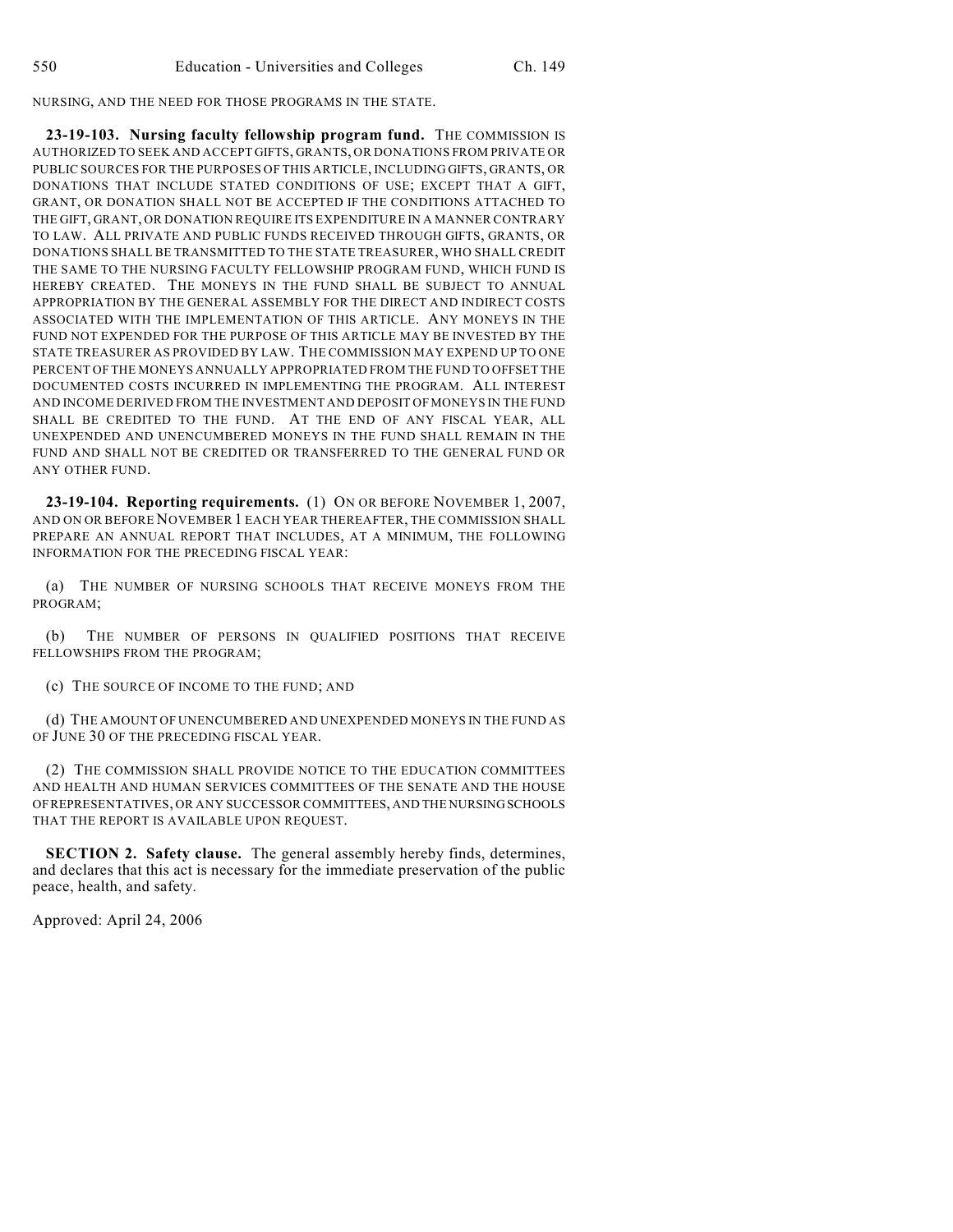NURSING, AND THE NEED FOR THOSE PROGRAMS IN THE STATE.

**23-19-103. Nursing faculty fellowship program fund.** THE COMMISSION IS AUTHORIZED TO SEEK AND ACCEPT GIFTS, GRANTS, OR DONATIONS FROM PRIVATE OR PUBLIC SOURCES FOR THE PURPOSES OF THIS ARTICLE, INCLUDING GIFTS, GRANTS, OR DONATIONS THAT INCLUDE STATED CONDITIONS OF USE; EXCEPT THAT A GIFT, GRANT, OR DONATION SHALL NOT BE ACCEPTED IF THE CONDITIONS ATTACHED TO THE GIFT, GRANT, OR DONATION REQUIRE ITS EXPENDITURE IN A MANNER CONTRARY TO LAW. ALL PRIVATE AND PUBLIC FUNDS RECEIVED THROUGH GIFTS, GRANTS, OR DONATIONS SHALL BE TRANSMITTED TO THE STATE TREASURER, WHO SHALL CREDIT THE SAME TO THE NURSING FACULTY FELLOWSHIP PROGRAM FUND, WHICH FUND IS HEREBY CREATED. THE MONEYS IN THE FUND SHALL BE SUBJECT TO ANNUAL APPROPRIATION BY THE GENERAL ASSEMBLY FOR THE DIRECT AND INDIRECT COSTS ASSOCIATED WITH THE IMPLEMENTATION OF THIS ARTICLE. ANY MONEYS IN THE FUND NOT EXPENDED FOR THE PURPOSE OF THIS ARTICLE MAY BE INVESTED BY THE STATE TREASURER AS PROVIDED BY LAW. THE COMMISSION MAY EXPEND UP TO ONE PERCENT OF THE MONEYS ANNUALLY APPROPRIATED FROM THE FUND TO OFFSET THE DOCUMENTED COSTS INCURRED IN IMPLEMENTING THE PROGRAM. ALL INTEREST AND INCOME DERIVED FROM THE INVESTMENT AND DEPOSIT OF MONEYS IN THE FUND SHALL BE CREDITED TO THE FUND. AT THE END OF ANY FISCAL YEAR, ALL UNEXPENDED AND UNENCUMBERED MONEYS IN THE FUND SHALL REMAIN IN THE FUND AND SHALL NOT BE CREDITED OR TRANSFERRED TO THE GENERAL FUND OR ANY OTHER FUND.

**23-19-104. Reporting requirements.** (1) ON OR BEFORE NOVEMBER 1, 2007, AND ON OR BEFORE NOVEMBER 1 EACH YEAR THEREAFTER, THE COMMISSION SHALL PREPARE AN ANNUAL REPORT THAT INCLUDES, AT A MINIMUM, THE FOLLOWING INFORMATION FOR THE PRECEDING FISCAL YEAR:

(a) THE NUMBER OF NURSING SCHOOLS THAT RECEIVE MONEYS FROM THE PROGRAM;

(b) THE NUMBER OF PERSONS IN QUALIFIED POSITIONS THAT RECEIVE FELLOWSHIPS FROM THE PROGRAM;

(c) THE SOURCE OF INCOME TO THE FUND; AND

(d) THE AMOUNT OF UNENCUMBERED AND UNEXPENDED MONEYS IN THE FUND AS OF JUNE 30 OF THE PRECEDING FISCAL YEAR.

(2) THE COMMISSION SHALL PROVIDE NOTICE TO THE EDUCATION COMMITTEES AND HEALTH AND HUMAN SERVICES COMMITTEES OF THE SENATE AND THE HOUSE OF REPRESENTATIVES, OR ANY SUCCESSOR COMMITTEES, AND THE NURSING SCHOOLS THAT THE REPORT IS AVAILABLE UPON REQUEST.

**SECTION 2. Safety clause.** The general assembly hereby finds, determines, and declares that this act is necessary for the immediate preservation of the public peace, health, and safety.

Approved: April 24, 2006